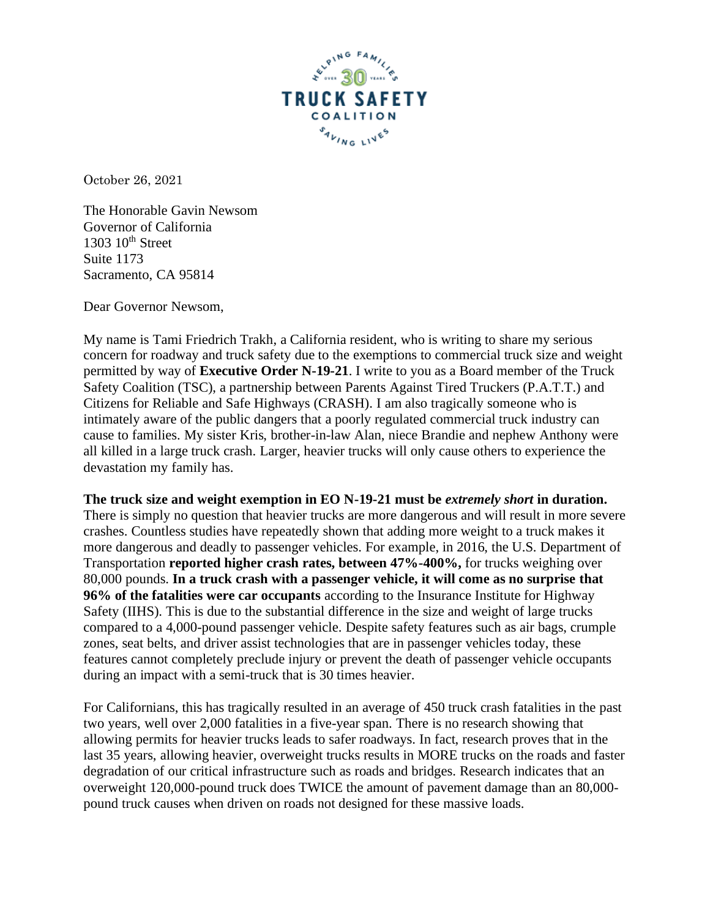HELPING FAMILIES OVER 30 YEARS
TRUCK SAFETY COALITION
SAVING LIVES

October 26, 2021

The Honorable Gavin Newsom
Governor of California
1303 10th Street
Suite 1173
Sacramento, CA 95814

Dear Governor Newsom,

My name is Tami Friedrich Trakh, a California resident, who is writing to share my serious concern for roadway and truck safety due to the exemptions to commercial truck size and weight permitted by way of **Executive Order N-19-21**. I write to you as a Board member of the Truck Safety Coalition (TSC), a partnership between Parents Against Tired Truckers (P.A.T.T.) and Citizens for Reliable and Safe Highways (CRASH). I am also tragically someone who is intimately aware of the public dangers that a poorly regulated commercial truck industry can cause to families. My sister Kris, brother-in-law Alan, niece Brandie and nephew Anthony were all killed in a large truck crash. Larger, heavier trucks will only cause others to experience the devastation my family has.

**The truck size and weight exemption in EO N-19-21 must be *extremely short* in duration.** There is simply no question that heavier trucks are more dangerous and will result in more severe crashes. Countless studies have repeatedly shown that adding more weight to a truck makes it more dangerous and deadly to passenger vehicles. For example, in 2016, the U.S. Department of Transportation **reported higher crash rates, between 47%-400%,** for trucks weighing over 80,000 pounds. **In a truck crash with a passenger vehicle, it will come as no surprise that 96% of the fatalities were car occupants** according to the Insurance Institute for Highway Safety (IIHS). This is due to the substantial difference in the size and weight of large trucks compared to a 4,000-pound passenger vehicle. Despite safety features such as air bags, crumple zones, seat belts, and driver assist technologies that are in passenger vehicles today, these features cannot completely preclude injury or prevent the death of passenger vehicle occupants during an impact with a semi-truck that is 30 times heavier.

For Californians, this has tragically resulted in an average of 450 truck crash fatalities in the past two years, well over 2,000 fatalities in a five-year span. There is no research showing that allowing permits for heavier trucks leads to safer roadways. In fact, research proves that in the last 35 years, allowing heavier, overweight trucks results in MORE trucks on the roads and faster degradation of our critical infrastructure such as roads and bridges. Research indicates that an overweight 120,000-pound truck does TWICE the amount of pavement damage than an 80,000-pound truck causes when driven on roads not designed for these massive loads.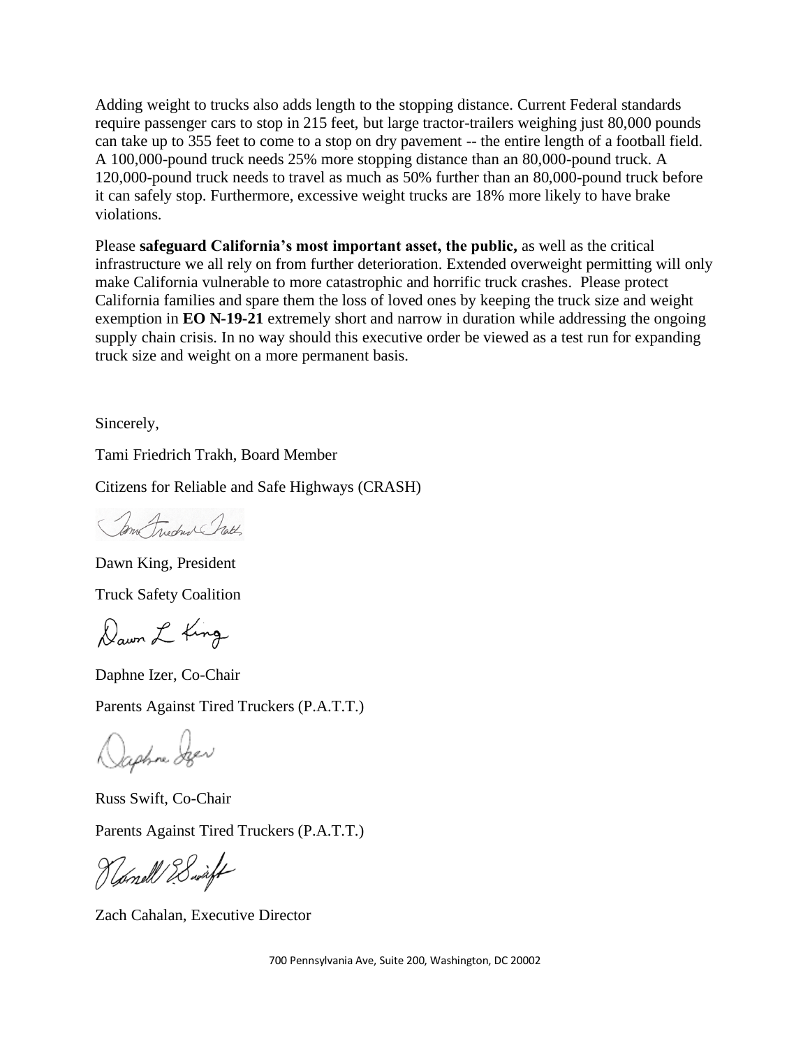Adding weight to trucks also adds length to the stopping distance. Current Federal standards require passenger cars to stop in 215 feet, but large tractor-trailers weighing just 80,000 pounds can take up to 355 feet to come to a stop on dry pavement -- the entire length of a football field. A 100,000-pound truck needs 25% more stopping distance than an 80,000-pound truck. A 120,000-pound truck needs to travel as much as 50% further than an 80,000-pound truck before it can safely stop. Furthermore, excessive weight trucks are 18% more likely to have brake violations.

Please **safeguard California's most important asset, the public,** as well as the critical infrastructure we all rely on from further deterioration. Extended overweight permitting will only make California vulnerable to more catastrophic and horrific truck crashes. Please protect California families and spare them the loss of loved ones by keeping the truck size and weight exemption in **EO N-19-21** extremely short and narrow in duration while addressing the ongoing supply chain crisis. In no way should this executive order be viewed as a test run for expanding truck size and weight on a more permanent basis.

Sincerely,

Tami Friedrich Trakh, Board Member

Citizens for Reliable and Safe Highways (CRASH)

Dawn King, President

Truck Safety Coalition

Daphne Izer, Co-Chair

Parents Against Tired Truckers (P.A.T.T.)

Russ Swift, Co-Chair

Parents Against Tired Truckers (P.A.T.T.)

Zach Cahalan, Executive Director

700 Pennsylvania Ave, Suite 200, Washington, DC 20002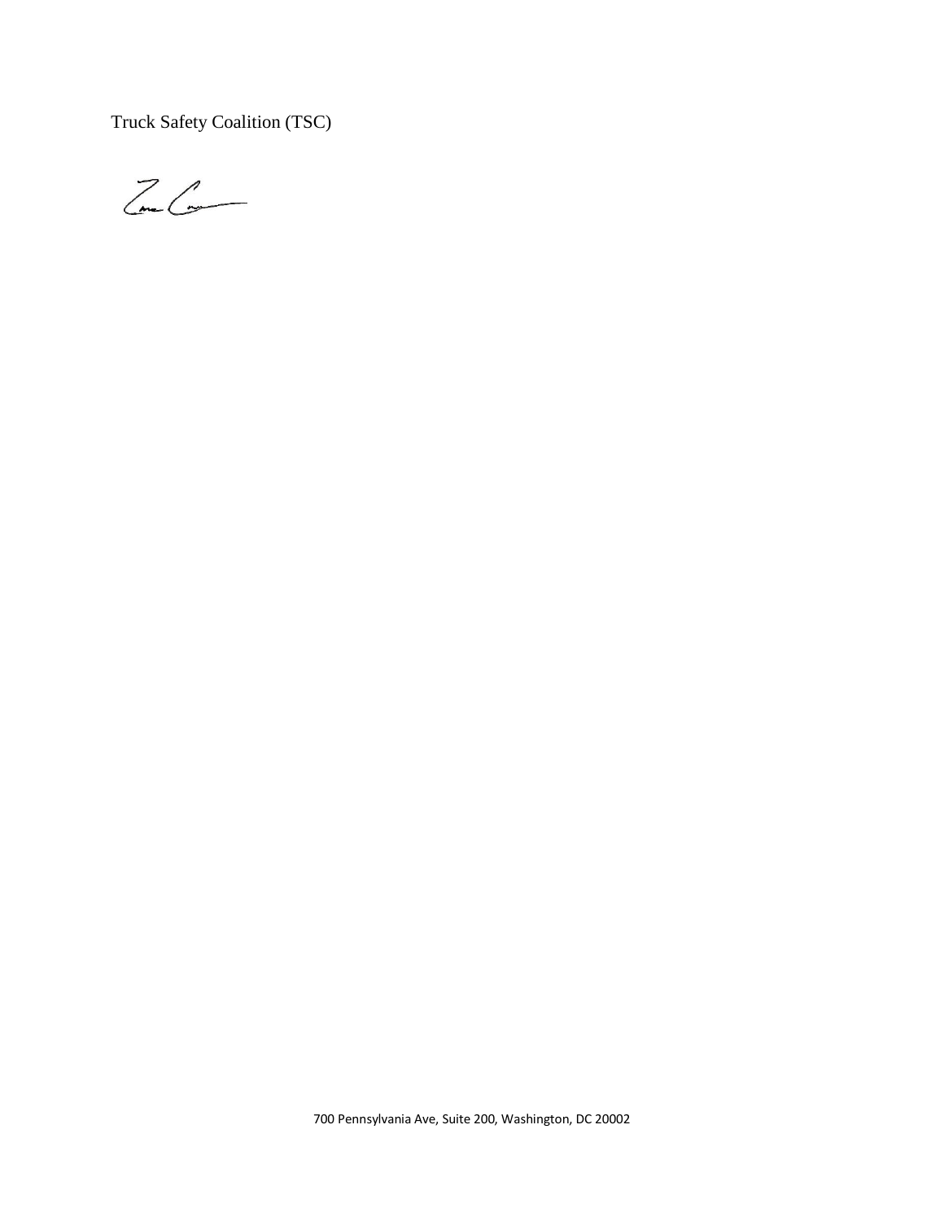Truck Safety Coalition (TSC)

700 Pennsylvania Ave, Suite 200, Washington, DC 20002